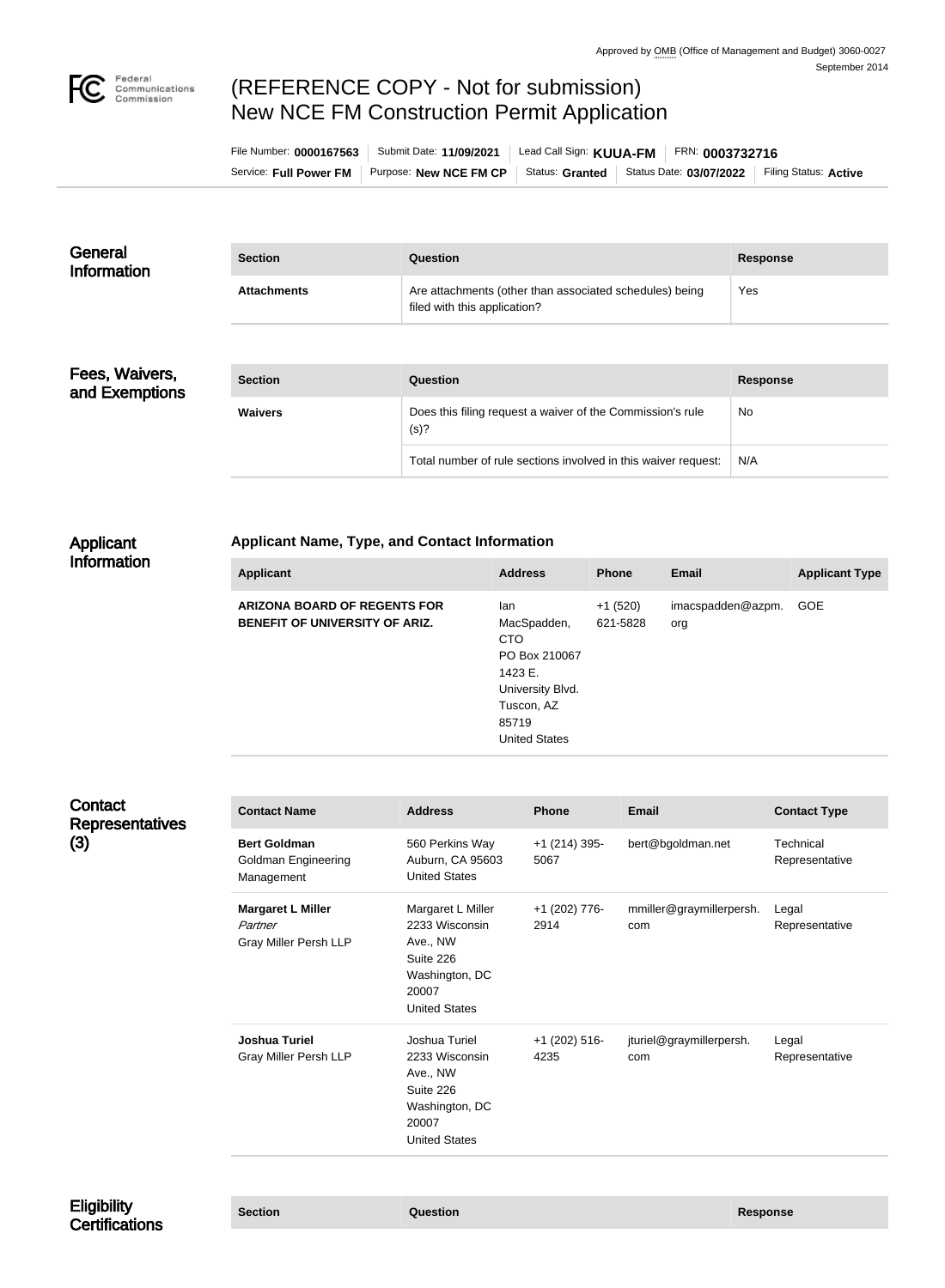Approved by OMB (Office of Management and Budget) 3060-0027
September 2014

# (REFERENCE COPY - Not for submission)
# New NCE FM Construction Permit Application

File Number: **0000167563** | Submit Date: **11/09/2021** | Lead Call Sign: **KUUA-FM** | FRN: **0003732716**

Service: **Full Power FM** | Purpose: **New NCE FM CP** | Status: **Granted** | Status Date: **03/07/2022** | Filing Status: **Active**

## General Information

| Section | Question | Response |
| --- | --- | --- |
| **Attachments** | Are attachments (other than associated schedules) being filed with this application? | Yes |

## Fees, Waivers, and Exemptions

| Section | Question | Response |
| --- | --- | --- |
| **Waivers** | Does this filing request a waiver of the Commission's rule (s)? | No |
| | Total number of rule sections involved in this waiver request: | N/A |

## Applicant Information

### Applicant Name, Type, and Contact Information

| Applicant | Address | Phone | Email | Applicant Type |
| --- | --- | --- | --- | --- |
| **ARIZONA BOARD OF REGENTS FOR BENEFIT OF UNIVERSITY OF ARIZ.** | Ian MacSpadden, CTO PO Box 210067 1423 E. University Blvd. Tuscon, AZ 85719 United States | +1 (520) 621-5828 | imacspadden@azpm.org | GOE |

## Contact Representatives (3)

| Contact Name | Address | Phone | Email | Contact Type |
| --- | --- | --- | --- | --- |
| **Bert Goldman** Goldman Engineering Management | 560 Perkins Way Auburn, CA 95603 United States | +1 (214) 395-5067 | bert@bgoldman.net | Technical Representative |
| **Margaret L Miller** *Partner* Gray Miller Persh LLP | Margaret L Miller 2233 Wisconsin Ave., NW Suite 226 Washington, DC 20007 United States | +1 (202) 776-2914 | mmiller@graymillerpersh.com | Legal Representative |
| **Joshua Turiel** Gray Miller Persh LLP | Joshua Turiel 2233 Wisconsin Ave., NW Suite 226 Washington, DC 20007 United States | +1 (202) 516-4235 | jturiel@graymillerpersh.com | Legal Representative |

## Eligibility Certifications

| Section | Question | Response |
| --- | --- | --- |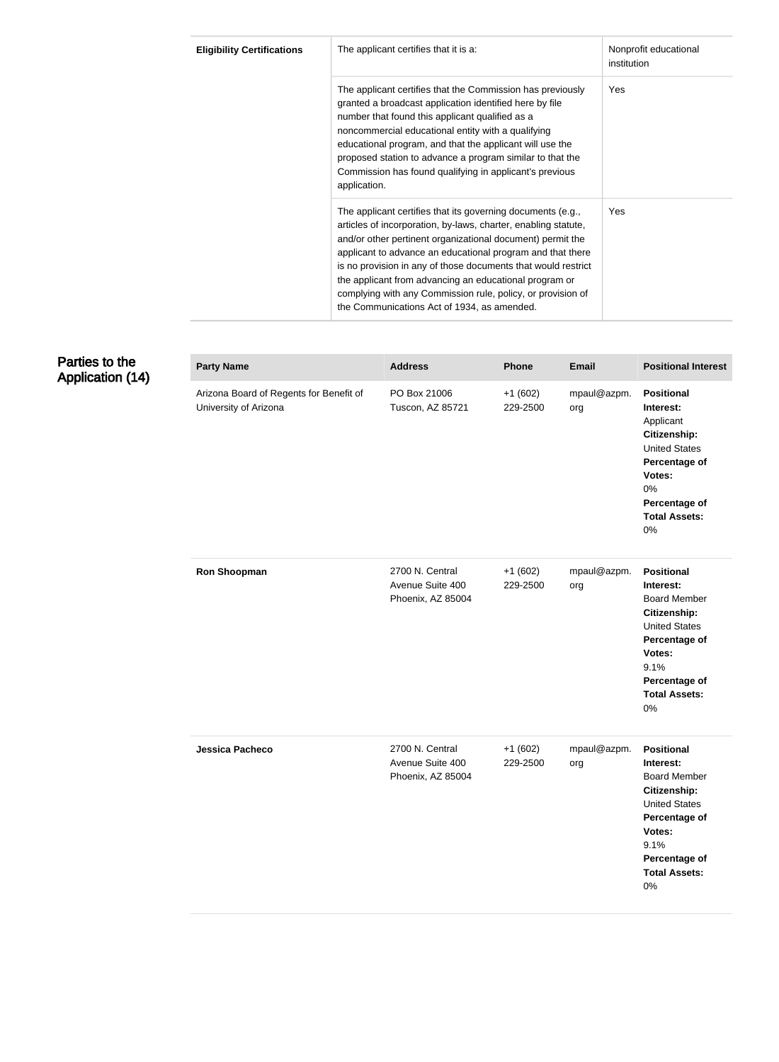| Eligibility Certifications | | |
|---|---|---|
| **Eligibility Certifications** | The applicant certifies that it is a: | Nonprofit educational institution |
| | The applicant certifies that the Commission has previously granted a broadcast application identified here by file number that found this applicant qualified as a noncommercial educational entity with a qualifying educational program, and that the applicant will use the proposed station to advance a program similar to that the Commission has found qualifying in applicant's previous application. | Yes |
| | The applicant certifies that its governing documents (e.g., articles of incorporation, by-laws, charter, enabling statute, and/or other pertinent organizational document) permit the applicant to advance an educational program and that there is no provision in any of those documents that would restrict the applicant from advancing an educational program or complying with any Commission rule, policy, or provision of the Communications Act of 1934, as amended. | Yes |

## Parties to the Application (14)

| Party Name | Address | Phone | Email | Positional Interest |
|---|---|---|---|---|
| Arizona Board of Regents for Benefit of University of Arizona | PO Box 21006 Tuscon, AZ 85721 | +1 (602) 229-2500 | mpaul@azpm.org | **Positional Interest:** Applicant **Citizenship:** United States **Percentage of Votes:** 0% **Percentage of Total Assets:** 0% |
| **Ron Shoopman** | 2700 N. Central Avenue Suite 400 Phoenix, AZ 85004 | +1 (602) 229-2500 | mpaul@azpm.org | **Positional Interest:** Board Member **Citizenship:** United States **Percentage of Votes:** 9.1% **Percentage of Total Assets:** 0% |
| **Jessica Pacheco** | 2700 N. Central Avenue Suite 400 Phoenix, AZ 85004 | +1 (602) 229-2500 | mpaul@azpm.org | **Positional Interest:** Board Member **Citizenship:** United States **Percentage of Votes:** 9.1% **Percentage of Total Assets:** 0% |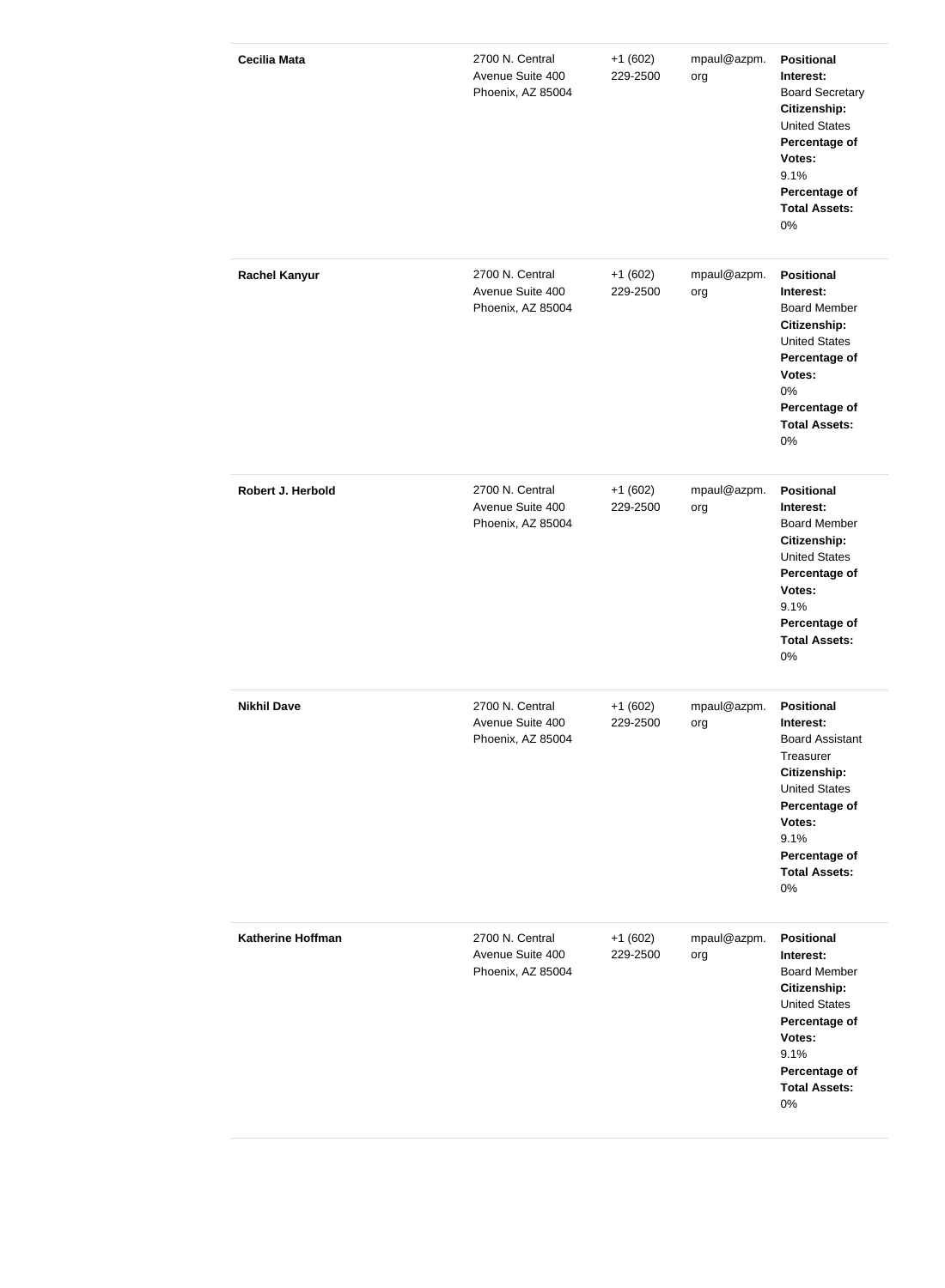| | | | | |
|---|---|---|---|---|
| **Cecilia Mata** | 2700 N. Central Avenue Suite 400 Phoenix, AZ 85004 | +1 (602) 229-2500 | mpaul@azpm.org | **Positional Interest:** Board Secretary **Citizenship:** United States **Percentage of Votes:** 9.1% **Percentage of Total Assets:** 0% |
| **Rachel Kanyur** | 2700 N. Central Avenue Suite 400 Phoenix, AZ 85004 | +1 (602) 229-2500 | mpaul@azpm.org | **Positional Interest:** Board Member **Citizenship:** United States **Percentage of Votes:** 0% **Percentage of Total Assets:** 0% |
| **Robert J. Herbold** | 2700 N. Central Avenue Suite 400 Phoenix, AZ 85004 | +1 (602) 229-2500 | mpaul@azpm.org | **Positional Interest:** Board Member **Citizenship:** United States **Percentage of Votes:** 9.1% **Percentage of Total Assets:** 0% |
| **Nikhil Dave** | 2700 N. Central Avenue Suite 400 Phoenix, AZ 85004 | +1 (602) 229-2500 | mpaul@azpm.org | **Positional Interest:** Board Assistant Treasurer **Citizenship:** United States **Percentage of Votes:** 9.1% **Percentage of Total Assets:** 0% |
| **Katherine Hoffman** | 2700 N. Central Avenue Suite 400 Phoenix, AZ 85004 | +1 (602) 229-2500 | mpaul@azpm.org | **Positional Interest:** Board Member **Citizenship:** United States **Percentage of Votes:** 9.1% **Percentage of Total Assets:** 0% |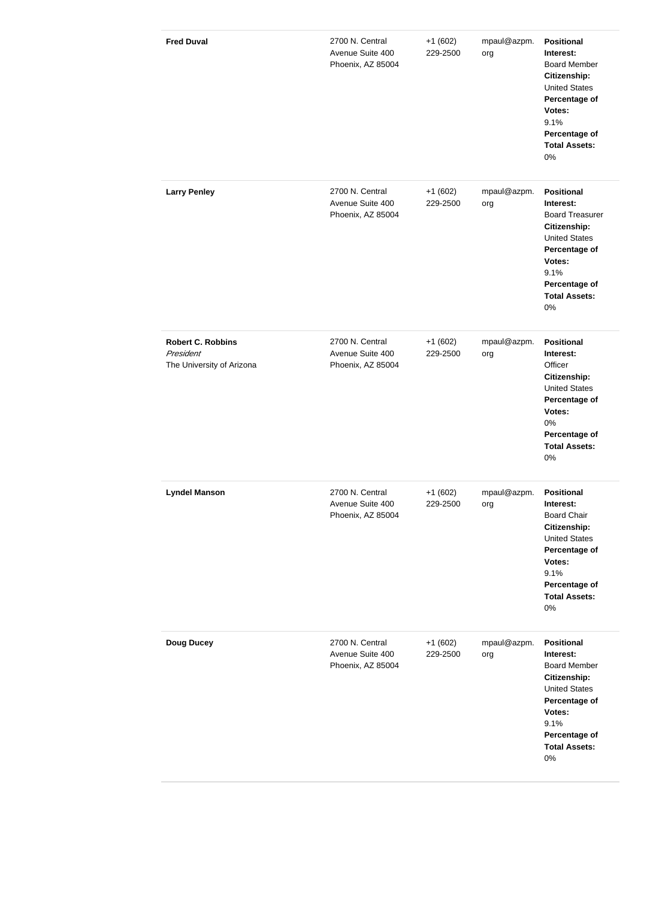| | | | | |
|---|---|---|---|---|
| **Fred Duval** | 2700 N. Central Avenue Suite 400 Phoenix, AZ 85004 | +1 (602) 229-2500 | mpaul@azpm.org | **Positional Interest:** Board Member **Citizenship:** United States **Percentage of Votes:** 9.1% **Percentage of Total Assets:** 0% |
| **Larry Penley** | 2700 N. Central Avenue Suite 400 Phoenix, AZ 85004 | +1 (602) 229-2500 | mpaul@azpm.org | **Positional Interest:** Board Treasurer **Citizenship:** United States **Percentage of Votes:** 9.1% **Percentage of Total Assets:** 0% |
| **Robert C. Robbins** *President* The University of Arizona | 2700 N. Central Avenue Suite 400 Phoenix, AZ 85004 | +1 (602) 229-2500 | mpaul@azpm.org | **Positional Interest:** Officer **Citizenship:** United States **Percentage of Votes:** 0% **Percentage of Total Assets:** 0% |
| **Lyndel Manson** | 2700 N. Central Avenue Suite 400 Phoenix, AZ 85004 | +1 (602) 229-2500 | mpaul@azpm.org | **Positional Interest:** Board Chair **Citizenship:** United States **Percentage of Votes:** 9.1% **Percentage of Total Assets:** 0% |
| **Doug Ducey** | 2700 N. Central Avenue Suite 400 Phoenix, AZ 85004 | +1 (602) 229-2500 | mpaul@azpm.org | **Positional Interest:** Board Member **Citizenship:** United States **Percentage of Votes:** 9.1% **Percentage of Total Assets:** 0% |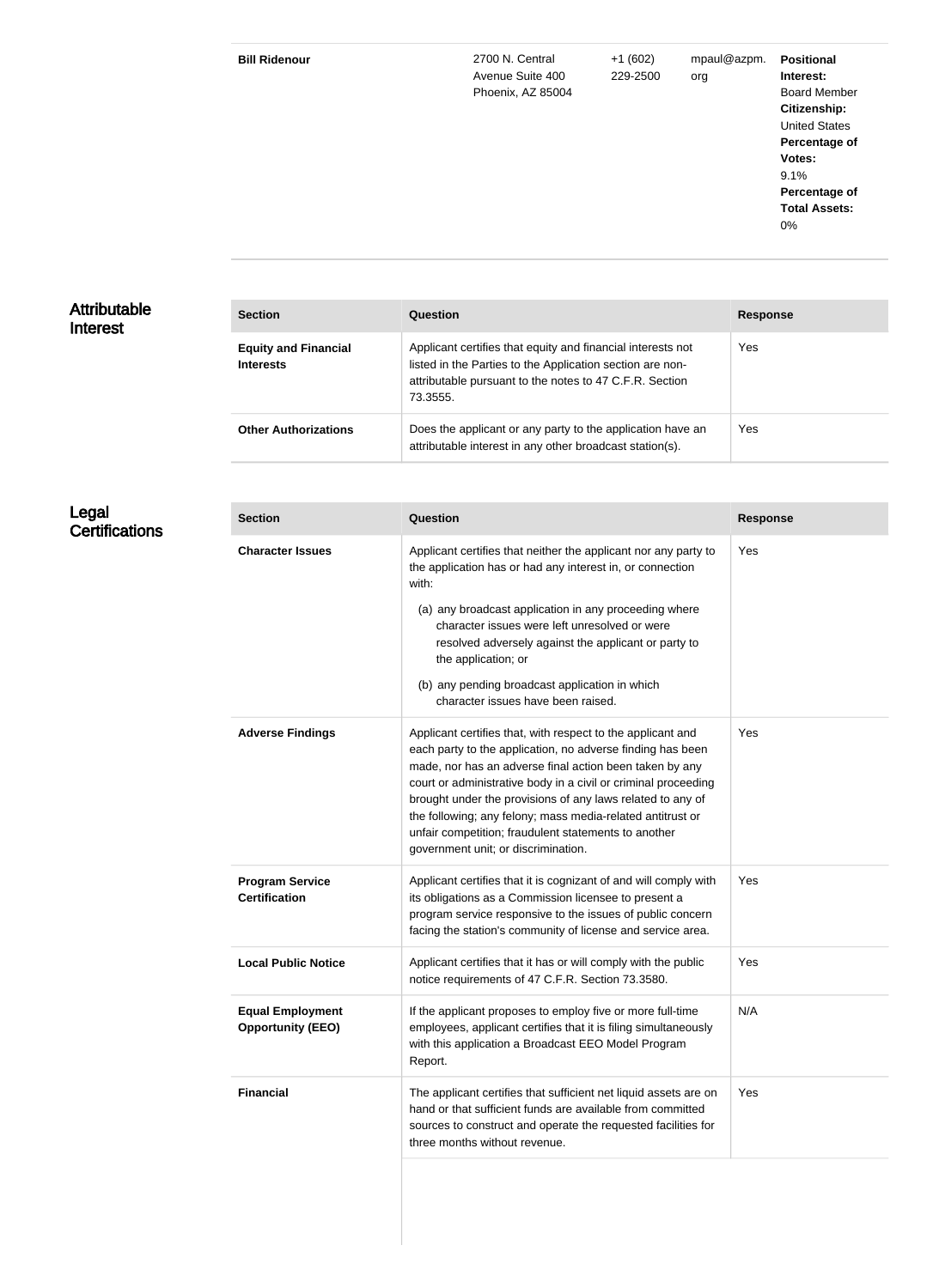| | | | | |
|---|---|---|---|---|
| **Bill Ridenour** | 2700 N. Central Avenue Suite 400 Phoenix, AZ 85004 | +1 (602) 229-2500 | mpaul@azpm.org | **Positional Interest:** Board Member **Citizenship:** United States **Percentage of Votes:** 9.1% **Percentage of Total Assets:** 0% |

## Attributable Interest

| Section | Question | Response |
|---|---|---|
| **Equity and Financial Interests** | Applicant certifies that equity and financial interests not listed in the Parties to the Application section are non-attributable pursuant to the notes to 47 C.F.R. Section 73.3555. | Yes |
| **Other Authorizations** | Does the applicant or any party to the application have an attributable interest in any other broadcast station(s). | Yes |

## Legal Certifications

| Section | Question | Response |
|---|---|---|
| **Character Issues** | Applicant certifies that neither the applicant nor any party to the application has or had any interest in, or connection with: (a) any broadcast application in any proceeding where character issues were left unresolved or were resolved adversely against the applicant or party to the application; or (b) any pending broadcast application in which character issues have been raised. | Yes |
| **Adverse Findings** | Applicant certifies that, with respect to the applicant and each party to the application, no adverse finding has been made, nor has an adverse final action been taken by any court or administrative body in a civil or criminal proceeding brought under the provisions of any laws related to any of the following; any felony; mass media-related antitrust or unfair competition; fraudulent statements to another government unit; or discrimination. | Yes |
| **Program Service Certification** | Applicant certifies that it is cognizant of and will comply with its obligations as a Commission licensee to present a program service responsive to the issues of public concern facing the station's community of license and service area. | Yes |
| **Local Public Notice** | Applicant certifies that it has or will comply with the public notice requirements of 47 C.F.R. Section 73.3580. | Yes |
| **Equal Employment Opportunity (EEO)** | If the applicant proposes to employ five or more full-time employees, applicant certifies that it is filing simultaneously with this application a Broadcast EEO Model Program Report. | N/A |
| **Financial** | The applicant certifies that sufficient net liquid assets are on hand or that sufficient funds are available from committed sources to construct and operate the requested facilities for three months without revenue. | Yes |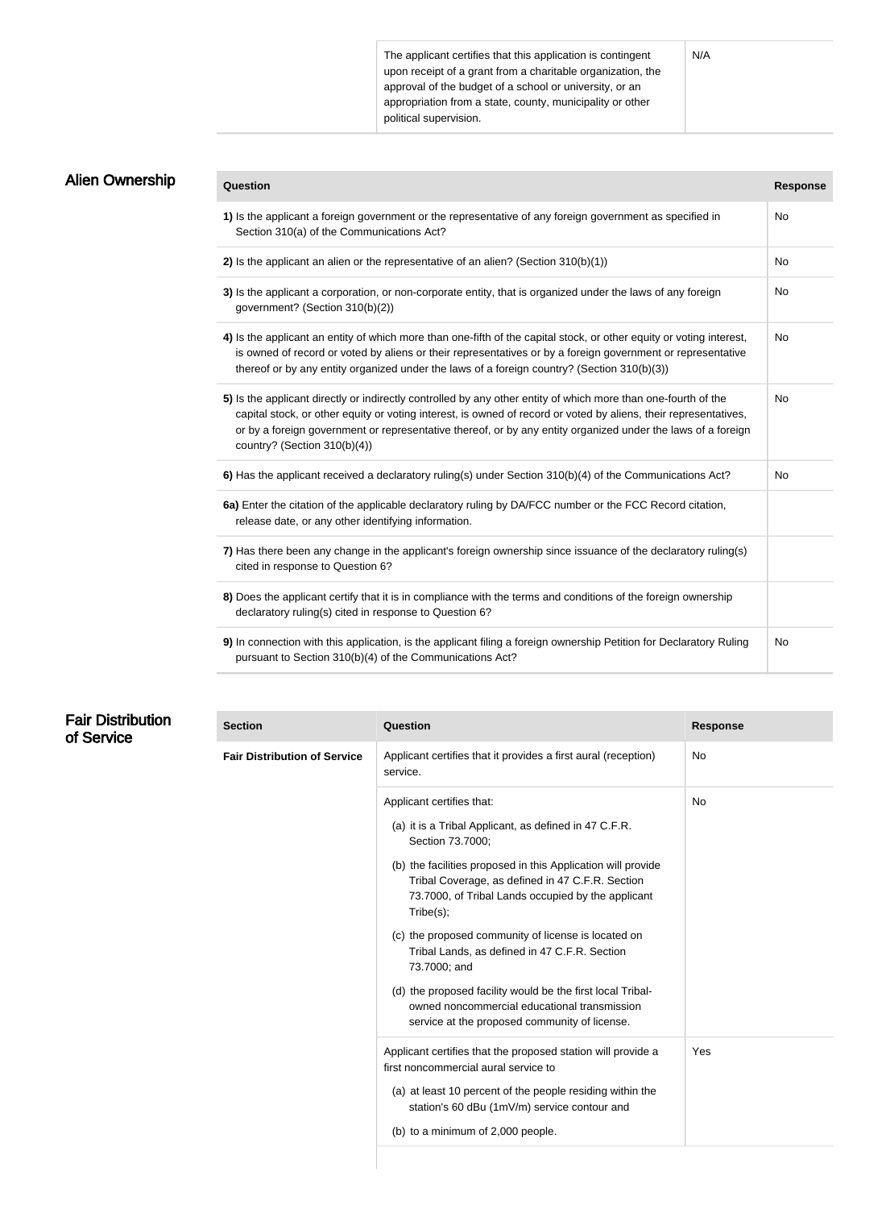| | |
|---|---|
| The applicant certifies that this application is contingent upon receipt of a grant from a charitable organization, the approval of the budget of a school or university, or an appropriation from a state, county, municipality or other political supervision. | N/A |

## Alien Ownership

| Question | Response |
|---|---|
| **1)** Is the applicant a foreign government or the representative of any foreign government as specified in Section 310(a) of the Communications Act? | No |
| **2)** Is the applicant an alien or the representative of an alien? (Section 310(b)(1)) | No |
| **3)** Is the applicant a corporation, or non-corporate entity, that is organized under the laws of any foreign government? (Section 310(b)(2)) | No |
| **4)** Is the applicant an entity of which more than one-fifth of the capital stock, or other equity or voting interest, is owned of record or voted by aliens or their representatives or by a foreign government or representative thereof or by any entity organized under the laws of a foreign country? (Section 310(b)(3)) | No |
| **5)** Is the applicant directly or indirectly controlled by any other entity of which more than one-fourth of the capital stock, or other equity or voting interest, is owned of record or voted by aliens, their representatives, or by a foreign government or representative thereof, or by any entity organized under the laws of a foreign country? (Section 310(b)(4)) | No |
| **6)** Has the applicant received a declaratory ruling(s) under Section 310(b)(4) of the Communications Act? | No |
| **6a)** Enter the citation of the applicable declaratory ruling by DA/FCC number or the FCC Record citation, release date, or any other identifying information. | |
| **7)** Has there been any change in the applicant's foreign ownership since issuance of the declaratory ruling(s) cited in response to Question 6? | |
| **8)** Does the applicant certify that it is in compliance with the terms and conditions of the foreign ownership declaratory ruling(s) cited in response to Question 6? | |
| **9)** In connection with this application, is the applicant filing a foreign ownership Petition for Declaratory Ruling pursuant to Section 310(b)(4) of the Communications Act? | No |

## Fair Distribution of Service

| Section | Question | Response |
|---|---|---|
| **Fair Distribution of Service** | Applicant certifies that it provides a first aural (reception) service. | No |
| | Applicant certifies that: (a) it is a Tribal Applicant, as defined in 47 C.F.R. Section 73.7000; (b) the facilities proposed in this Application will provide Tribal Coverage, as defined in 47 C.F.R. Section 73.7000, of Tribal Lands occupied by the applicant Tribe(s); (c) the proposed community of license is located on Tribal Lands, as defined in 47 C.F.R. Section 73.7000; and (d) the proposed facility would be the first local Tribal-owned noncommercial educational transmission service at the proposed community of license. | No |
| | Applicant certifies that the proposed station will provide a first noncommercial aural service to (a) at least 10 percent of the people residing within the station's 60 dBu (1mV/m) service contour and (b) to a minimum of 2,000 people. | Yes |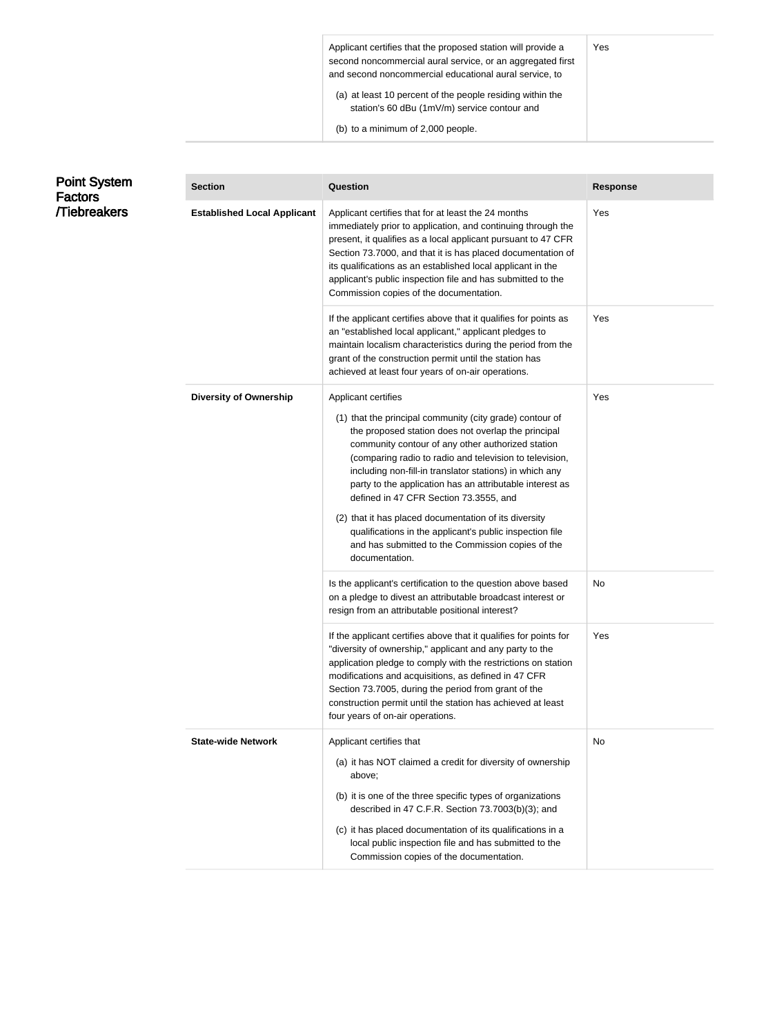| | Question | Response |
|---|---|---|
| | Applicant certifies that the proposed station will provide a second noncommercial aural service, or an aggregated first and second noncommercial educational aural service, to (a) at least 10 percent of the people residing within the station's 60 dBu (1mV/m) service contour and (b) to a minimum of 2,000 people. | Yes |

## Point System Factors /Tiebreakers

| Section | Question | Response |
|---|---|---|
| **Established Local Applicant** | Applicant certifies that for at least the 24 months immediately prior to application, and continuing through the present, it qualifies as a local applicant pursuant to 47 CFR Section 73.7000, and that it is has placed documentation of its qualifications as an established local applicant in the applicant's public inspection file and has submitted to the Commission copies of the documentation. | Yes |
| | If the applicant certifies above that it qualifies for points as an "established local applicant," applicant pledges to maintain localism characteristics during the period from the grant of the construction permit until the station has achieved at least four years of on-air operations. | Yes |
| **Diversity of Ownership** | Applicant certifies (1) that the principal community (city grade) contour of the proposed station does not overlap the principal community contour of any other authorized station (comparing radio to radio and television to television, including non-fill-in translator stations) in which any party to the application has an attributable interest as defined in 47 CFR Section 73.3555, and (2) that it has placed documentation of its diversity qualifications in the applicant's public inspection file and has submitted to the Commission copies of the documentation. | Yes |
| | Is the applicant's certification to the question above based on a pledge to divest an attributable broadcast interest or resign from an attributable positional interest? | No |
| | If the applicant certifies above that it qualifies for points for "diversity of ownership," applicant and any party to the application pledge to comply with the restrictions on station modifications and acquisitions, as defined in 47 CFR Section 73.7005, during the period from grant of the construction permit until the station has achieved at least four years of on-air operations. | Yes |
| **State-wide Network** | Applicant certifies that (a) it has NOT claimed a credit for diversity of ownership above; (b) it is one of the three specific types of organizations described in 47 C.F.R. Section 73.7003(b)(3); and (c) it has placed documentation of its qualifications in a local public inspection file and has submitted to the Commission copies of the documentation. | No |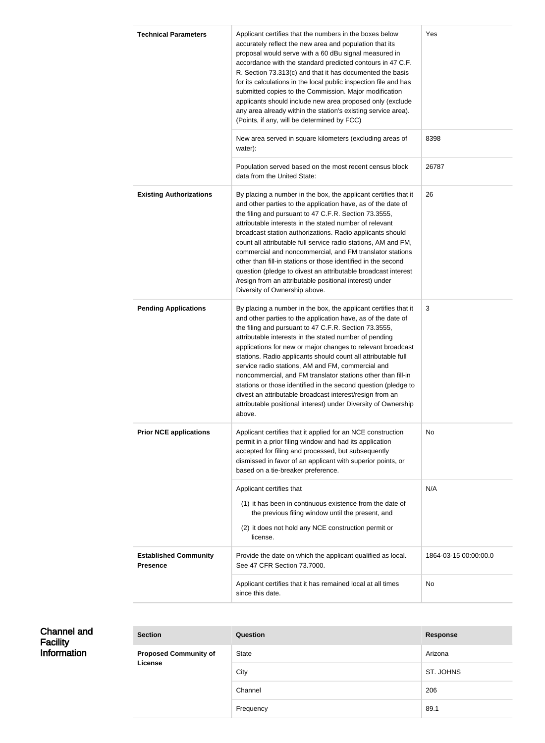| | | |
|---|---|---|
| **Technical Parameters** | Applicant certifies that the numbers in the boxes below accurately reflect the new area and population that its proposal would serve with a 60 dBu signal measured in accordance with the standard predicted contours in 47 C.F. R. Section 73.313(c) and that it has documented the basis for its calculations in the local public inspection file and has submitted copies to the Commission. Major modification applicants should include new area proposed only (exclude any area already within the station's existing service area). (Points, if any, will be determined by FCC) | Yes |
| | New area served in square kilometers (excluding areas of water): | 8398 |
| | Population served based on the most recent census block data from the United State: | 26787 |
| **Existing Authorizations** | By placing a number in the box, the applicant certifies that it and other parties to the application have, as of the date of the filing and pursuant to 47 C.F.R. Section 73.3555, attributable interests in the stated number of relevant broadcast station authorizations. Radio applicants should count all attributable full service radio stations, AM and FM, commercial and noncommercial, and FM translator stations other than fill-in stations or those identified in the second question (pledge to divest an attributable broadcast interest /resign from an attributable positional interest) under Diversity of Ownership above. | 26 |
| **Pending Applications** | By placing a number in the box, the applicant certifies that it and other parties to the application have, as of the date of the filing and pursuant to 47 C.F.R. Section 73.3555, attributable interests in the stated number of pending applications for new or major changes to relevant broadcast stations. Radio applicants should count all attributable full service radio stations, AM and FM, commercial and noncommercial, and FM translator stations other than fill-in stations or those identified in the second question (pledge to divest an attributable broadcast interest/resign from an attributable positional interest) under Diversity of Ownership above. | 3 |
| **Prior NCE applications** | Applicant certifies that it applied for an NCE construction permit in a prior filing window and had its application accepted for filing and processed, but subsequently dismissed in favor of an applicant with superior points, or based on a tie-breaker preference. | No |
| | Applicant certifies that (1) it has been in continuous existence from the date of the previous filing window until the present, and (2) it does not hold any NCE construction permit or license. | N/A |
| **Established Community Presence** | Provide the date on which the applicant qualified as local. See 47 CFR Section 73.7000. | 1864-03-15 00:00:00.0 |
| | Applicant certifies that it has remained local at all times since this date. | No |

## Channel and Facility Information

| Section | Question | Response |
|---|---|---|
| **Proposed Community of License** | State | Arizona |
| | City | ST. JOHNS |
| | Channel | 206 |
| | Frequency | 89.1 |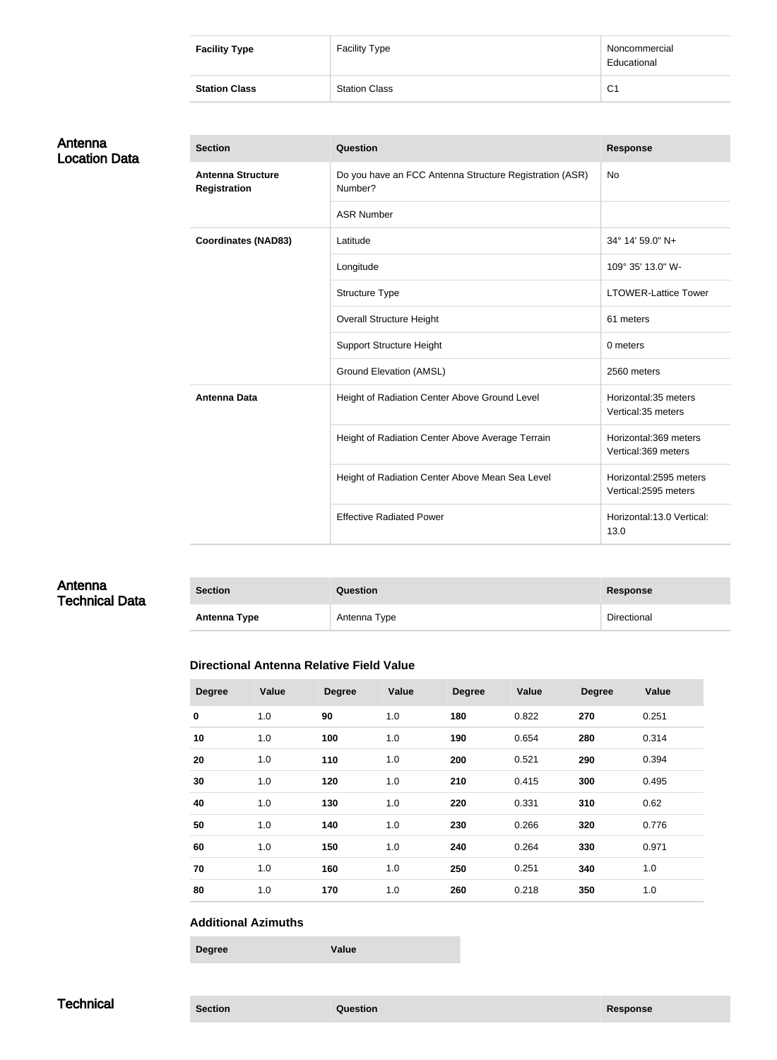| | | |
|---|---|---|
| **Facility Type** | Facility Type | Noncommercial Educational |
| **Station Class** | Station Class | C1 |

## Antenna Location Data

| Section | Question | Response |
|---|---|---|
| **Antenna Structure Registration** | Do you have an FCC Antenna Structure Registration (ASR) Number? | No |
| | ASR Number | |
| **Coordinates (NAD83)** | Latitude | 34° 14' 59.0" N+ |
| | Longitude | 109° 35' 13.0" W- |
| | Structure Type | LTOWER-Lattice Tower |
| | Overall Structure Height | 61 meters |
| | Support Structure Height | 0 meters |
| | Ground Elevation (AMSL) | 2560 meters |
| **Antenna Data** | Height of Radiation Center Above Ground Level | Horizontal:35 meters Vertical:35 meters |
| | Height of Radiation Center Above Average Terrain | Horizontal:369 meters Vertical:369 meters |
| | Height of Radiation Center Above Mean Sea Level | Horizontal:2595 meters Vertical:2595 meters |
| | Effective Radiated Power | Horizontal:13.0 Vertical: 13.0 |

## Antenna Technical Data

| Section | Question | Response |
|---|---|---|
| **Antenna Type** | Antenna Type | Directional |

### Directional Antenna Relative Field Value

| Degree | Value | Degree | Value | Degree | Value | Degree | Value |
|---|---|---|---|---|---|---|---|
| **0** | 1.0 | **90** | 1.0 | **180** | 0.822 | **270** | 0.251 |
| **10** | 1.0 | **100** | 1.0 | **190** | 0.654 | **280** | 0.314 |
| **20** | 1.0 | **110** | 1.0 | **200** | 0.521 | **290** | 0.394 |
| **30** | 1.0 | **120** | 1.0 | **210** | 0.415 | **300** | 0.495 |
| **40** | 1.0 | **130** | 1.0 | **220** | 0.331 | **310** | 0.62 |
| **50** | 1.0 | **140** | 1.0 | **230** | 0.266 | **320** | 0.776 |
| **60** | 1.0 | **150** | 1.0 | **240** | 0.264 | **330** | 0.971 |
| **70** | 1.0 | **160** | 1.0 | **250** | 0.251 | **340** | 1.0 |
| **80** | 1.0 | **170** | 1.0 | **260** | 0.218 | **350** | 1.0 |

### Additional Azimuths

| Degree | Value |
|---|---|

## Technical

| Section | Question | Response |
|---|---|---|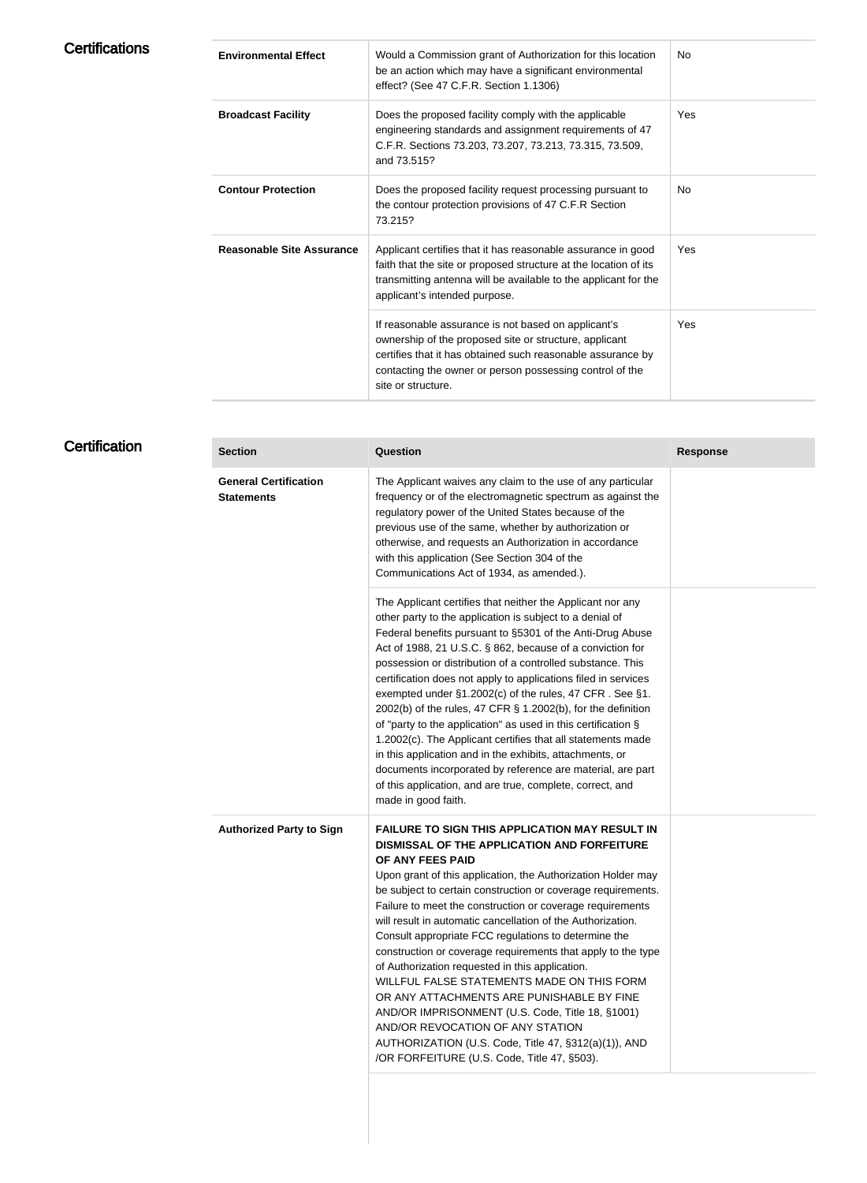## Certifications

| | | |
|---|---|---|
| **Environmental Effect** | Would a Commission grant of Authorization for this location be an action which may have a significant environmental effect? (See 47 C.F.R. Section 1.1306) | No |
| **Broadcast Facility** | Does the proposed facility comply with the applicable engineering standards and assignment requirements of 47 C.F.R. Sections 73.203, 73.207, 73.213, 73.315, 73.509, and 73.515? | Yes |
| **Contour Protection** | Does the proposed facility request processing pursuant to the contour protection provisions of 47 C.F.R Section 73.215? | No |
| **Reasonable Site Assurance** | Applicant certifies that it has reasonable assurance in good faith that the site or proposed structure at the location of its transmitting antenna will be available to the applicant for the applicant's intended purpose. | Yes |
| | If reasonable assurance is not based on applicant's ownership of the proposed site or structure, applicant certifies that it has obtained such reasonable assurance by contacting the owner or person possessing control of the site or structure. | Yes |

## Certification

| Section | Question | Response |
|---|---|---|
| **General Certification Statements** | The Applicant waives any claim to the use of any particular frequency or of the electromagnetic spectrum as against the regulatory power of the United States because of the previous use of the same, whether by authorization or otherwise, and requests an Authorization in accordance with this application (See Section 304 of the Communications Act of 1934, as amended.). | |
| | The Applicant certifies that neither the Applicant nor any other party to the application is subject to a denial of Federal benefits pursuant to §5301 of the Anti-Drug Abuse Act of 1988, 21 U.S.C. § 862, because of a conviction for possession or distribution of a controlled substance. This certification does not apply to applications filed in services exempted under §1.2002(c) of the rules, 47 CFR . See §1. 2002(b) of the rules, 47 CFR § 1.2002(b), for the definition of "party to the application" as used in this certification § 1.2002(c). The Applicant certifies that all statements made in this application and in the exhibits, attachments, or documents incorporated by reference are material, are part of this application, and are true, complete, correct, and made in good faith. | |
| **Authorized Party to Sign** | **FAILURE TO SIGN THIS APPLICATION MAY RESULT IN DISMISSAL OF THE APPLICATION AND FORFEITURE OF ANY FEES PAID** Upon grant of this application, the Authorization Holder may be subject to certain construction or coverage requirements. Failure to meet the construction or coverage requirements will result in automatic cancellation of the Authorization. Consult appropriate FCC regulations to determine the construction or coverage requirements that apply to the type of Authorization requested in this application. WILLFUL FALSE STATEMENTS MADE ON THIS FORM OR ANY ATTACHMENTS ARE PUNISHABLE BY FINE AND/OR IMPRISONMENT (U.S. Code, Title 18, §1001) AND/OR REVOCATION OF ANY STATION AUTHORIZATION (U.S. Code, Title 47, §312(a)(1)), AND /OR FORFEITURE (U.S. Code, Title 47, §503). | |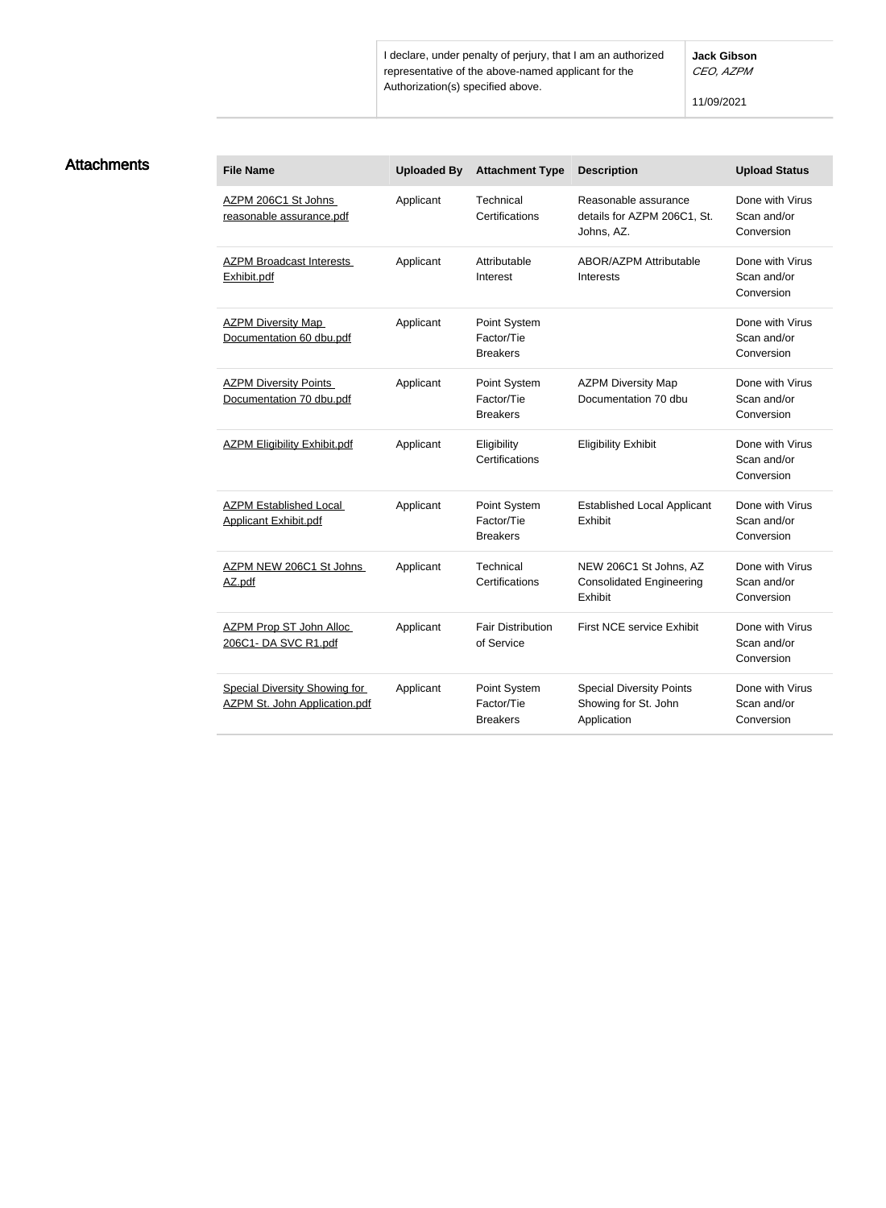| | |
|---|---|
| I declare, under penalty of perjury, that I am an authorized representative of the above-named applicant for the Authorization(s) specified above. | **Jack Gibson**<br>*CEO, AZPM*<br><br>11/09/2021 |

## Attachments

| File Name | Uploaded By | Attachment Type | Description | Upload Status |
|---|---|---|---|---|
| AZPM 206C1 St Johns reasonable assurance.pdf | Applicant | Technical Certifications | Reasonable assurance details for AZPM 206C1, St. Johns, AZ. | Done with Virus Scan and/or Conversion |
| AZPM Broadcast Interests Exhibit.pdf | Applicant | Attributable Interest | ABOR/AZPM Attributable Interests | Done with Virus Scan and/or Conversion |
| AZPM Diversity Map Documentation 60 dbu.pdf | Applicant | Point System Factor/Tie Breakers | | Done with Virus Scan and/or Conversion |
| AZPM Diversity Points Documentation 70 dbu.pdf | Applicant | Point System Factor/Tie Breakers | AZPM Diversity Map Documentation 70 dbu | Done with Virus Scan and/or Conversion |
| AZPM Eligibility Exhibit.pdf | Applicant | Eligibility Certifications | Eligibility Exhibit | Done with Virus Scan and/or Conversion |
| AZPM Established Local Applicant Exhibit.pdf | Applicant | Point System Factor/Tie Breakers | Established Local Applicant Exhibit | Done with Virus Scan and/or Conversion |
| AZPM NEW 206C1 St Johns AZ.pdf | Applicant | Technical Certifications | NEW 206C1 St Johns, AZ Consolidated Engineering Exhibit | Done with Virus Scan and/or Conversion |
| AZPM Prop ST John Alloc 206C1- DA SVC R1.pdf | Applicant | Fair Distribution of Service | First NCE service Exhibit | Done with Virus Scan and/or Conversion |
| Special Diversity Showing for AZPM St. John Application.pdf | Applicant | Point System Factor/Tie Breakers | Special Diversity Points Showing for St. John Application | Done with Virus Scan and/or Conversion |